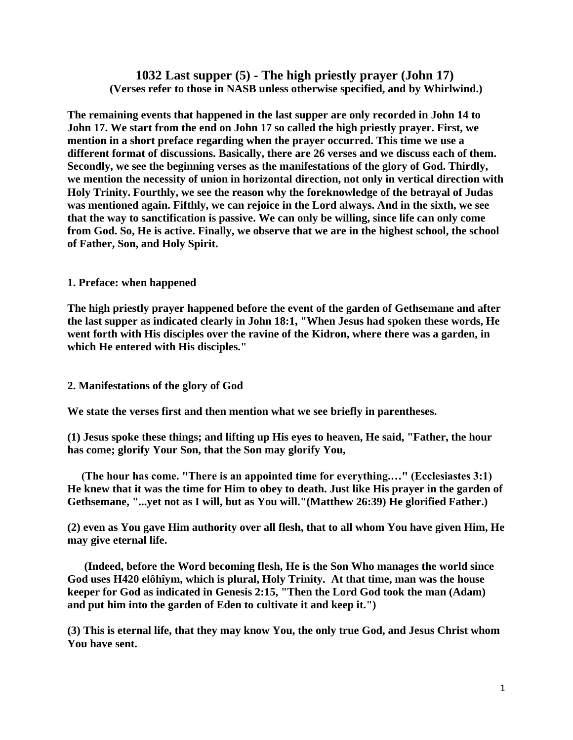# 1032 Last supper (5) - The high priestly prayer (John 17)

**(Verses refer to those in NASB unless otherwise specified, and by Whirlwind.)**

**The remaining events that happened in the last supper are only recorded in John 14 to John 17. We start from the end on John 17 so called the high priestly prayer. First, we mention in a short preface regarding when the prayer occurred. This time we use a different format of discussions. Basically, there are 26 verses and we discuss each of them. Secondly, we see the beginning verses as the manifestations of the glory of God. Thirdly, we mention the necessity of union in horizontal direction, not only in vertical direction with Holy Trinity. Fourthly, we see the reason why the foreknowledge of the betrayal of Judas was mentioned again. Fifthly, we can rejoice in the Lord always. And in the sixth, we see that the way to sanctification is passive. We can only be willing, since life can only come from God. So, He is active. Finally, we observe that we are in the highest school, the school of Father, Son, and Holy Spirit.**

## 1. Preface: when happened

**The high priestly prayer happened before the event of the garden of Gethsemane and after the last supper as indicated clearly in John 18:1, "When Jesus had spoken these words, He went forth with His disciples over the ravine of the Kidron, where there was a garden, in which He entered with His disciples."**

## 2. Manifestations of the glory of God

**We state the verses first and then mention what we see briefly in parentheses.**

**(1) Jesus spoke these things; and lifting up His eyes to heaven, He said, "Father, the hour has come; glorify Your Son, that the Son may glorify You,**

**(The hour has come. "There is an appointed time for everything.…" (Ecclesiastes 3:1) He knew that it was the time for Him to obey to death. Just like His prayer in the garden of Gethsemane, "...yet not as I will, but as You will."(Matthew 26:39) He glorified Father.)**

**(2) even as You gave Him authority over all flesh, that to all whom You have given Him, He may give eternal life.**

**(Indeed, before the Word becoming flesh, He is the Son Who manages the world since God uses H420 elôhîym, which is plural, Holy Trinity. At that time, man was the house keeper for God as indicated in Genesis 2:15, "Then the Lord God took the man (Adam) and put him into the garden of Eden to cultivate it and keep it.")**

**(3) This is eternal life, that they may know You, the only true God, and Jesus Christ whom You have sent.**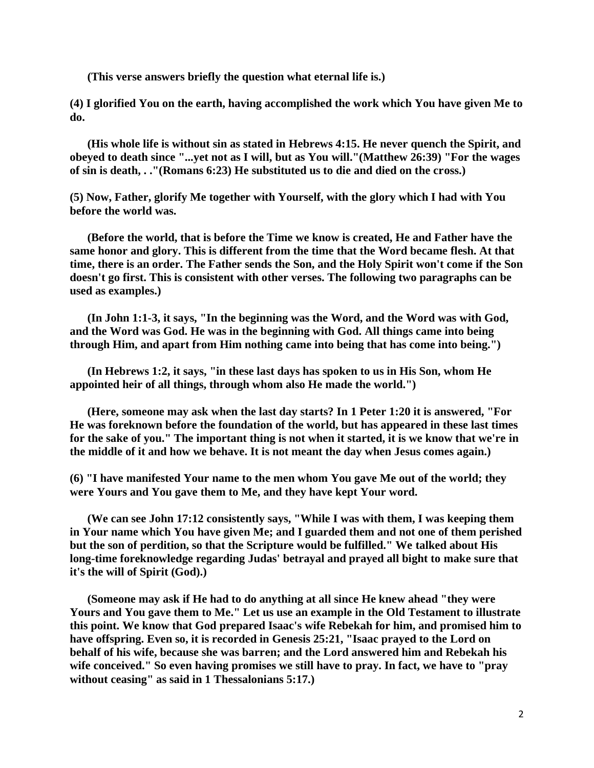**(This verse answers briefly the question what eternal life is.)**

**(4) I glorified You on the earth, having accomplished the work which You have given Me to do.**

**(His whole life is without sin as stated in Hebrews 4:15. He never quench the Spirit, and obeyed to death since "...yet not as I will, but as You will."(Matthew 26:39) "For the wages of sin is death, . ."(Romans 6:23) He substituted us to die and died on the cross.)**

**(5) Now, Father, glorify Me together with Yourself, with the glory which I had with You before the world was.**

**(Before the world, that is before the Time we know is created, He and Father have the same honor and glory. This is different from the time that the Word became flesh. At that time, there is an order. The Father sends the Son, and the Holy Spirit won't come if the Son doesn't go first. This is consistent with other verses. The following two paragraphs can be used as examples.)**

**(In John 1:1-3, it says, "In the beginning was the Word, and the Word was with God, and the Word was God. He was in the beginning with God. All things came into being through Him, and apart from Him nothing came into being that has come into being.")**

**(In Hebrews 1:2, it says, "in these last days has spoken to us in His Son, whom He appointed heir of all things, through whom also He made the world.")**

**(Here, someone may ask when the last day starts? In 1 Peter 1:20 it is answered, "For He was foreknown before the foundation of the world, but has appeared in these last times for the sake of you." The important thing is not when it started, it is we know that we're in the middle of it and how we behave. It is not meant the day when Jesus comes again.)**

**(6) "I have manifested Your name to the men whom You gave Me out of the world; they were Yours and You gave them to Me, and they have kept Your word.**

**(We can see John 17:12 consistently says, "While I was with them, I was keeping them in Your name which You have given Me; and I guarded them and not one of them perished but the son of perdition, so that the Scripture would be fulfilled." We talked about His long-time foreknowledge regarding Judas' betrayal and prayed all bight to make sure that it's the will of Spirit (God).)**

**(Someone may ask if He had to do anything at all since He knew ahead "they were Yours and You gave them to Me." Let us use an example in the Old Testament to illustrate this point. We know that God prepared Isaac's wife Rebekah for him, and promised him to have offspring. Even so, it is recorded in Genesis 25:21, "Isaac prayed to the Lord on behalf of his wife, because she was barren; and the Lord answered him and Rebekah his wife conceived." So even having promises we still have to pray. In fact, we have to "pray without ceasing" as said in 1 Thessalonians 5:17.)**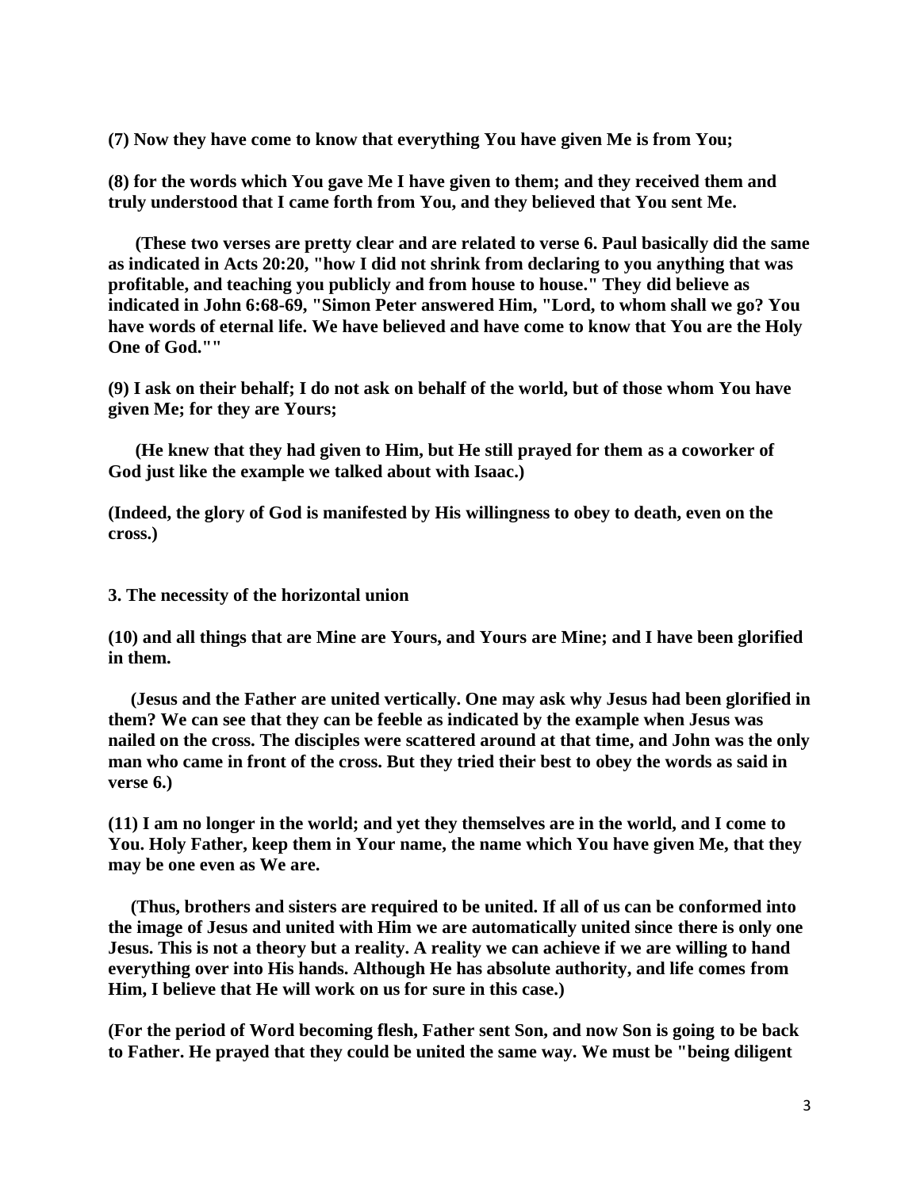**(7) Now they have come to know that everything You have given Me is from You;**

**(8) for the words which You gave Me I have given to them; and they received them and truly understood that I came forth from You, and they believed that You sent Me.**

**(These two verses are pretty clear and are related to verse 6. Paul basically did the same as indicated in Acts 20:20, "how I did not shrink from declaring to you anything that was profitable, and teaching you publicly and from house to house." They did believe as indicated in John 6:68-69, "Simon Peter answered Him, "Lord, to whom shall we go? You have words of eternal life. We have believed and have come to know that You are the Holy One of God.""**

**(9) I ask on their behalf; I do not ask on behalf of the world, but of those whom You have given Me; for they are Yours;**

**(He knew that they had given to Him, but He still prayed for them as a coworker of God just like the example we talked about with Isaac.)**

**(Indeed, the glory of God is manifested by His willingness to obey to death, even on the cross.)**

**3. The necessity of the horizontal union**

**(10) and all things that are Mine are Yours, and Yours are Mine; and I have been glorified in them.**

**(Jesus and the Father are united vertically. One may ask why Jesus had been glorified in them? We can see that they can be feeble as indicated by the example when Jesus was nailed on the cross. The disciples were scattered around at that time, and John was the only man who came in front of the cross. But they tried their best to obey the words as said in verse 6.)**

**(11) I am no longer in the world; and yet they themselves are in the world, and I come to You. Holy Father, keep them in Your name, the name which You have given Me, that they may be one even as We are.**

**(Thus, brothers and sisters are required to be united. If all of us can be conformed into the image of Jesus and united with Him we are automatically united since there is only one Jesus. This is not a theory but a reality. A reality we can achieve if we are willing to hand everything over into His hands. Although He has absolute authority, and life comes from Him, I believe that He will work on us for sure in this case.)**

**(For the period of Word becoming flesh, Father sent Son, and now Son is going to be back to Father. He prayed that they could be united the same way. We must be "being diligent**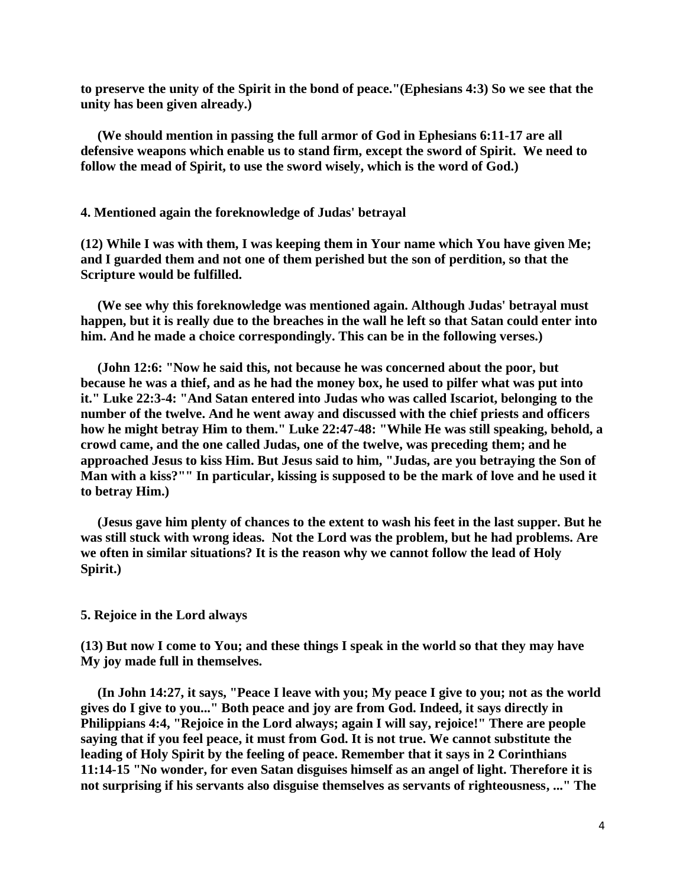**to preserve the unity of the Spirit in the bond of peace."(Ephesians 4:3) So we see that the unity has been given already.)**

**(We should mention in passing the full armor of God in Ephesians 6:11-17 are all defensive weapons which enable us to stand firm, except the sword of Spirit. We need to follow the mead of Spirit, to use the sword wisely, which is the word of God.)**

**4. Mentioned again the foreknowledge of Judas' betrayal**

**(12) While I was with them, I was keeping them in Your name which You have given Me; and I guarded them and not one of them perished but the son of perdition, so that the Scripture would be fulfilled.**

**(We see why this foreknowledge was mentioned again. Although Judas' betrayal must happen, but it is really due to the breaches in the wall he left so that Satan could enter into him. And he made a choice correspondingly. This can be in the following verses.)**

**(John 12:6: "Now he said this, not because he was concerned about the poor, but because he was a thief, and as he had the money box, he used to pilfer what was put into it." Luke 22:3-4: "And Satan entered into Judas who was called Iscariot, belonging to the number of the twelve. And he went away and discussed with the chief priests and officers how he might betray Him to them." Luke 22:47-48: "While He was still speaking, behold, a crowd came, and the one called Judas, one of the twelve, was preceding them; and he approached Jesus to kiss Him. But Jesus said to him, "Judas, are you betraying the Son of Man with a kiss?"" In particular, kissing is supposed to be the mark of love and he used it to betray Him.)**

**(Jesus gave him plenty of chances to the extent to wash his feet in the last supper. But he was still stuck with wrong ideas. Not the Lord was the problem, but he had problems. Are we often in similar situations? It is the reason why we cannot follow the lead of Holy Spirit.)**

**5. Rejoice in the Lord always**

**(13) But now I come to You; and these things I speak in the world so that they may have My joy made full in themselves.**

**(In John 14:27, it says, "Peace I leave with you; My peace I give to you; not as the world gives do I give to you..." Both peace and joy are from God. Indeed, it says directly in Philippians 4:4, "Rejoice in the Lord always; again I will say, rejoice!" There are people saying that if you feel peace, it must from God. It is not true. We cannot substitute the leading of Holy Spirit by the feeling of peace. Remember that it says in 2 Corinthians 11:14-15 "No wonder, for even Satan disguises himself as an angel of light. Therefore it is not surprising if his servants also disguise themselves as servants of righteousness, ..." The**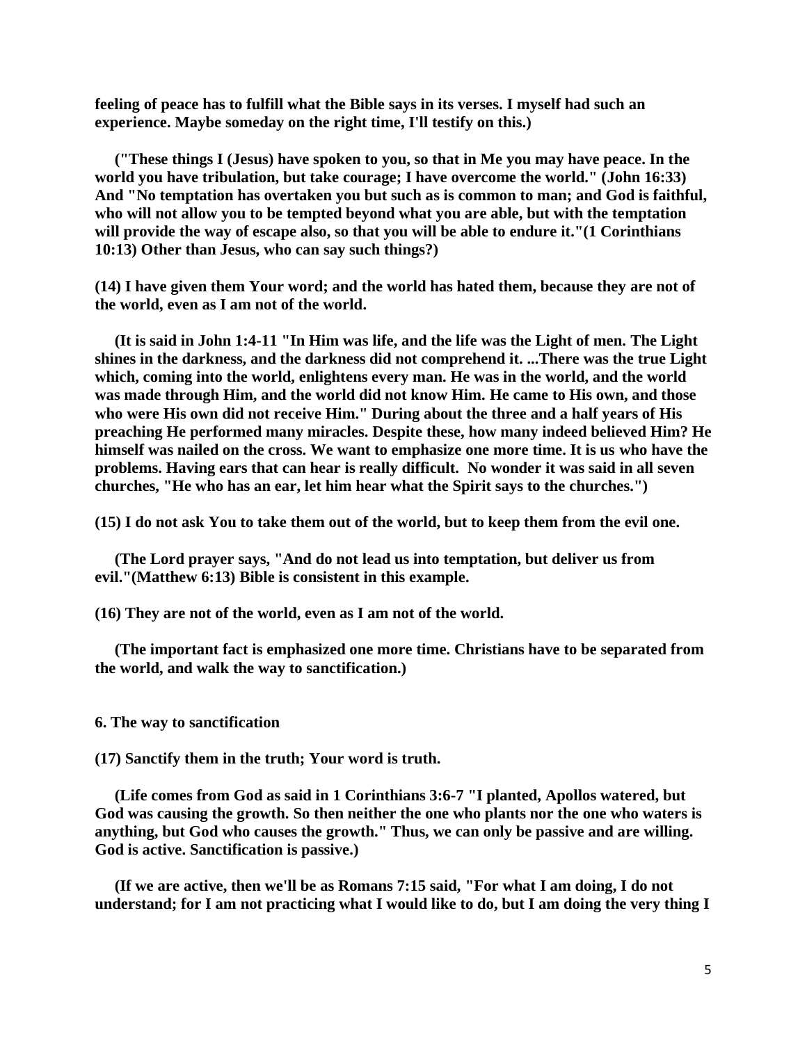**feeling of peace has to fulfill what the Bible says in its verses. I myself had such an experience. Maybe someday on the right time, I'll testify on this.)**

**("These things I (Jesus) have spoken to you, so that in Me you may have peace. In the world you have tribulation, but take courage; I have overcome the world." (John 16:33) And "No temptation has overtaken you but such as is common to man; and God is faithful, who will not allow you to be tempted beyond what you are able, but with the temptation will provide the way of escape also, so that you will be able to endure it."(1 Corinthians 10:13) Other than Jesus, who can say such things?)**

**(14) I have given them Your word; and the world has hated them, because they are not of the world, even as I am not of the world.**

**(It is said in John 1:4-11 "In Him was life, and the life was the Light of men. The Light shines in the darkness, and the darkness did not comprehend it. ...There was the true Light which, coming into the world, enlightens every man. He was in the world, and the world was made through Him, and the world did not know Him. He came to His own, and those who were His own did not receive Him." During about the three and a half years of His preaching He performed many miracles. Despite these, how many indeed believed Him? He himself was nailed on the cross. We want to emphasize one more time. It is us who have the problems. Having ears that can hear is really difficult. No wonder it was said in all seven churches, "He who has an ear, let him hear what the Spirit says to the churches.")**

**(15) I do not ask You to take them out of the world, but to keep them from the evil one.**

**(The Lord prayer says, "And do not lead us into temptation, but deliver us from evil."(Matthew 6:13) Bible is consistent in this example.**

**(16) They are not of the world, even as I am not of the world.**

**(The important fact is emphasized one more time. Christians have to be separated from the world, and walk the way to sanctification.)**

**6. The way to sanctification**

**(17) Sanctify them in the truth; Your word is truth.**

**(Life comes from God as said in 1 Corinthians 3:6-7 "I planted, Apollos watered, but God was causing the growth. So then neither the one who plants nor the one who waters is anything, but God who causes the growth." Thus, we can only be passive and are willing. God is active. Sanctification is passive.)**

**(If we are active, then we'll be as Romans 7:15 said, "For what I am doing, I do not understand; for I am not practicing what I would like to do, but I am doing the very thing I**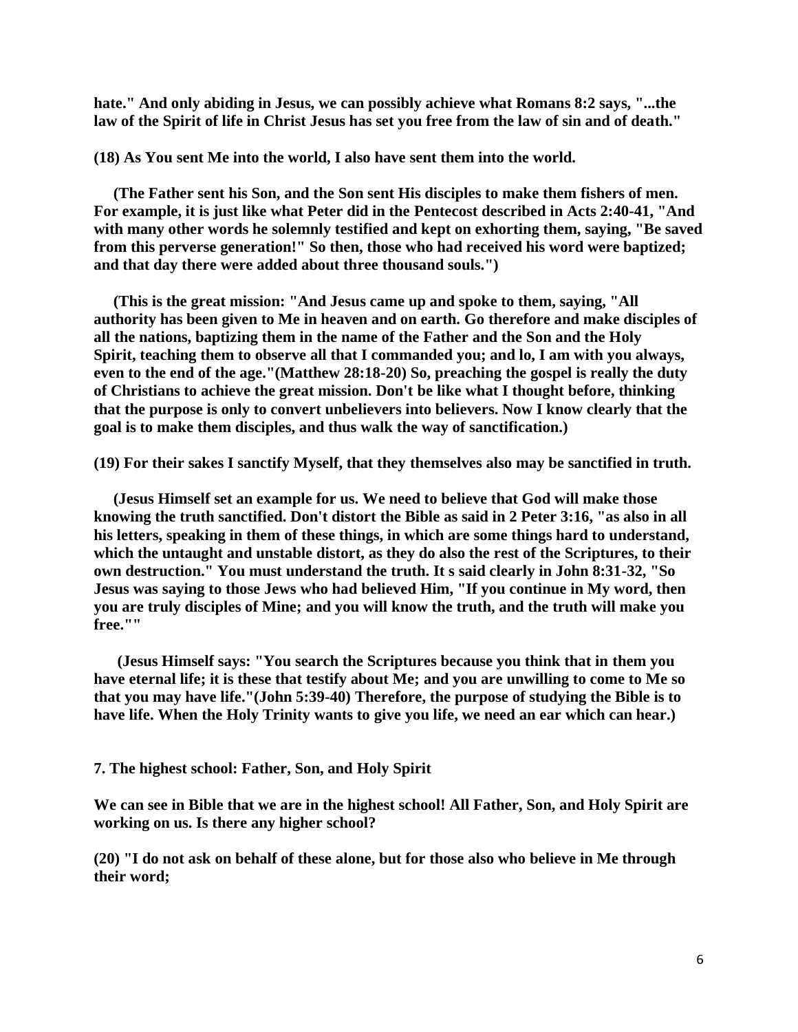**hate." And only abiding in Jesus, we can possibly achieve what Romans 8:2 says, "...the law of the Spirit of life in Christ Jesus has set you free from the law of sin and of death."**

**(18) As You sent Me into the world, I also have sent them into the world.**

**(The Father sent his Son, and the Son sent His disciples to make them fishers of men. For example, it is just like what Peter did in the Pentecost described in Acts 2:40-41, "And with many other words he solemnly testified and kept on exhorting them, saying, "Be saved from this perverse generation!" So then, those who had received his word were baptized; and that day there were added about three thousand souls.")**

**(This is the great mission: "And Jesus came up and spoke to them, saying, "All authority has been given to Me in heaven and on earth. Go therefore and make disciples of all the nations, baptizing them in the name of the Father and the Son and the Holy Spirit, teaching them to observe all that I commanded you; and lo, I am with you always, even to the end of the age."(Matthew 28:18-20) So, preaching the gospel is really the duty of Christians to achieve the great mission. Don't be like what I thought before, thinking that the purpose is only to convert unbelievers into believers. Now I know clearly that the goal is to make them disciples, and thus walk the way of sanctification.)**

**(19) For their sakes I sanctify Myself, that they themselves also may be sanctified in truth.**

**(Jesus Himself set an example for us. We need to believe that God will make those knowing the truth sanctified. Don't distort the Bible as said in 2 Peter 3:16, "as also in all his letters, speaking in them of these things, in which are some things hard to understand, which the untaught and unstable distort, as they do also the rest of the Scriptures, to their own destruction." You must understand the truth. It s said clearly in John 8:31-32, "So Jesus was saying to those Jews who had believed Him, "If you continue in My word, then you are truly disciples of Mine; and you will know the truth, and the truth will make you free.""**

**(Jesus Himself says: "You search the Scriptures because you think that in them you have eternal life; it is these that testify about Me; and you are unwilling to come to Me so that you may have life."(John 5:39-40) Therefore, the purpose of studying the Bible is to have life. When the Holy Trinity wants to give you life, we need an ear which can hear.)**

**7. The highest school: Father, Son, and Holy Spirit**

**We can see in Bible that we are in the highest school! All Father, Son, and Holy Spirit are working on us. Is there any higher school?**

**(20) "I do not ask on behalf of these alone, but for those also who believe in Me through their word;**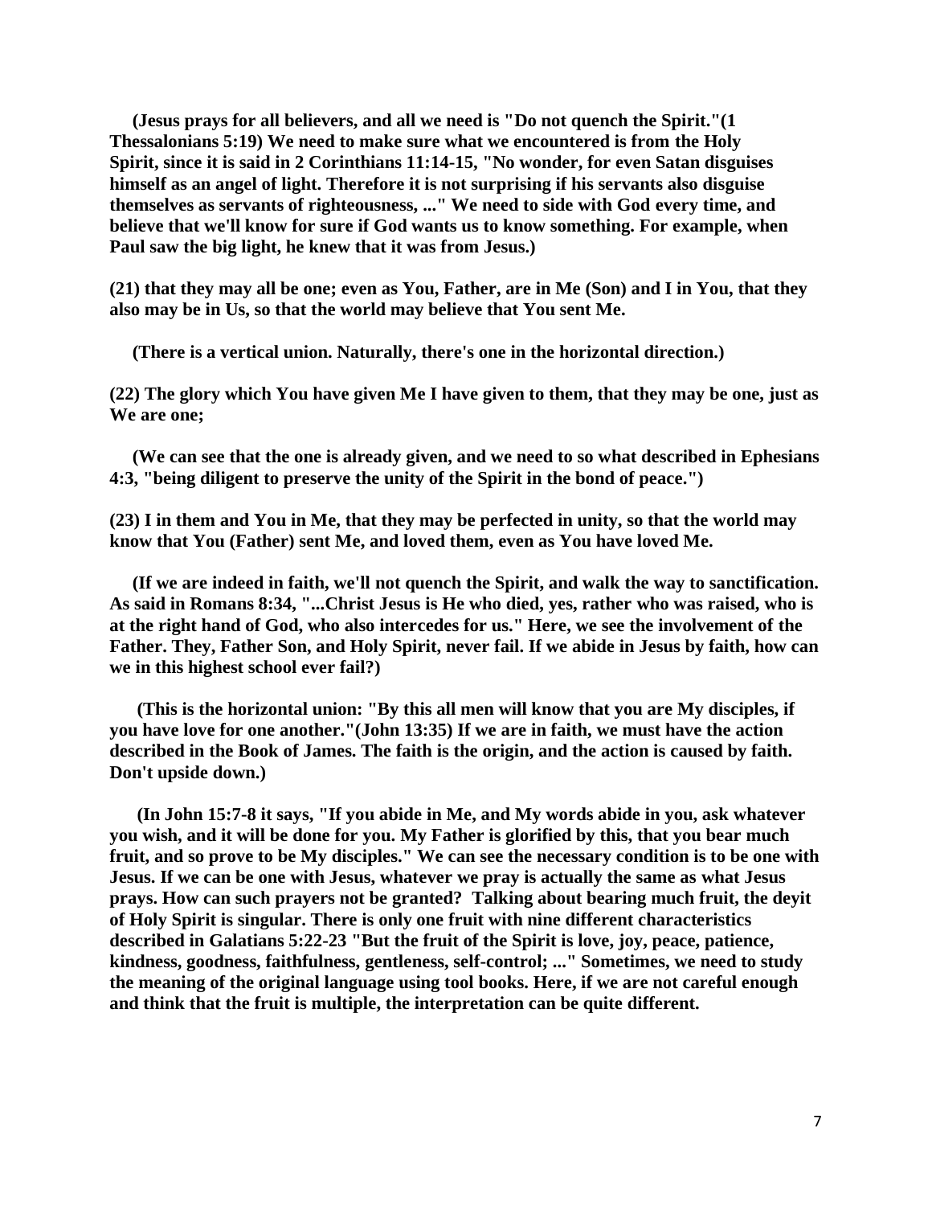**(Jesus prays for all believers, and all we need is "Do not quench the Spirit."(1 Thessalonians 5:19) We need to make sure what we encountered is from the Holy Spirit, since it is said in 2 Corinthians 11:14-15, "No wonder, for even Satan disguises himself as an angel of light. Therefore it is not surprising if his servants also disguise themselves as servants of righteousness, ..." We need to side with God every time, and believe that we'll know for sure if God wants us to know something. For example, when Paul saw the big light, he knew that it was from Jesus.)**

**(21) that they may all be one; even as You, Father, are in Me (Son) and I in You, that they also may be in Us, so that the world may believe that You sent Me.**

**(There is a vertical union. Naturally, there's one in the horizontal direction.)**

**(22) The glory which You have given Me I have given to them, that they may be one, just as We are one;**

**(We can see that the one is already given, and we need to so what described in Ephesians 4:3, "being diligent to preserve the unity of the Spirit in the bond of peace.")**

**(23) I in them and You in Me, that they may be perfected in unity, so that the world may know that You (Father) sent Me, and loved them, even as You have loved Me.**

**(If we are indeed in faith, we'll not quench the Spirit, and walk the way to sanctification. As said in Romans 8:34, "...Christ Jesus is He who died, yes, rather who was raised, who is at the right hand of God, who also intercedes for us." Here, we see the involvement of the Father. They, Father Son, and Holy Spirit, never fail. If we abide in Jesus by faith, how can we in this highest school ever fail?)**

**(This is the horizontal union: "By this all men will know that you are My disciples, if you have love for one another."(John 13:35) If we are in faith, we must have the action described in the Book of James. The faith is the origin, and the action is caused by faith. Don't upside down.)**

**(In John 15:7-8 it says, "If you abide in Me, and My words abide in you, ask whatever you wish, and it will be done for you. My Father is glorified by this, that you bear much fruit, and so prove to be My disciples." We can see the necessary condition is to be one with Jesus. If we can be one with Jesus, whatever we pray is actually the same as what Jesus prays. How can such prayers not be granted? Talking about bearing much fruit, the deyit of Holy Spirit is singular. There is only one fruit with nine different characteristics described in Galatians 5:22-23 "But the fruit of the Spirit is love, joy, peace, patience, kindness, goodness, faithfulness, gentleness, self-control; ..." Sometimes, we need to study the meaning of the original language using tool books. Here, if we are not careful enough and think that the fruit is multiple, the interpretation can be quite different.**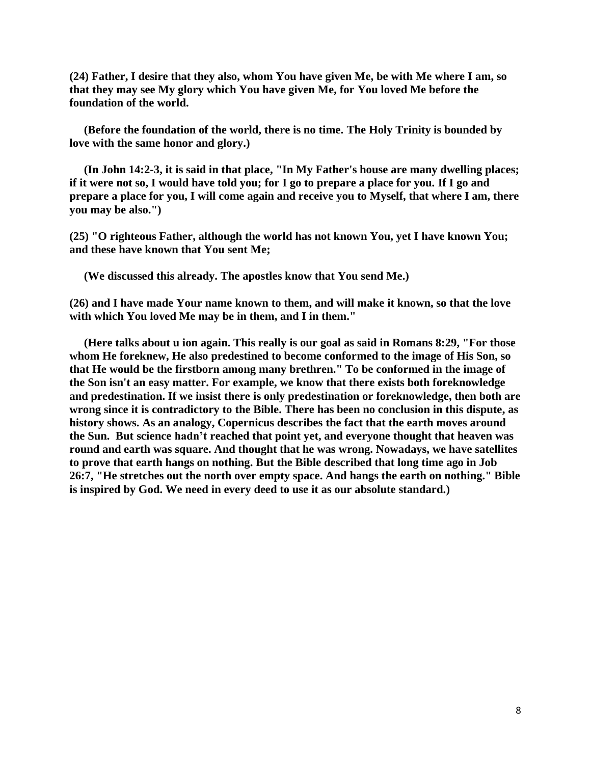**(24) Father, I desire that they also, whom You have given Me, be with Me where I am, so that they may see My glory which You have given Me, for You loved Me before the foundation of the world.**

**(Before the foundation of the world, there is no time. The Holy Trinity is bounded by love with the same honor and glory.)**

**(In John 14:2-3, it is said in that place, "In My Father's house are many dwelling places; if it were not so, I would have told you; for I go to prepare a place for you. If I go and prepare a place for you, I will come again and receive you to Myself, that where I am, there you may be also.")**

**(25) "O righteous Father, although the world has not known You, yet I have known You; and these have known that You sent Me;**

**(We discussed this already. The apostles know that You send Me.)**

**(26) and I have made Your name known to them, and will make it known, so that the love with which You loved Me may be in them, and I in them."**

**(Here talks about u ion again. This really is our goal as said in Romans 8:29, "For those whom He foreknew, He also predestined to become conformed to the image of His Son, so that He would be the firstborn among many brethren." To be conformed in the image of the Son isn't an easy matter. For example, we know that there exists both foreknowledge and predestination. If we insist there is only predestination or foreknowledge, then both are wrong since it is contradictory to the Bible. There has been no conclusion in this dispute, as history shows. As an analogy, Copernicus describes the fact that the earth moves around the Sun. But science hadn't reached that point yet, and everyone thought that heaven was round and earth was square. And thought that he was wrong. Nowadays, we have satellites to prove that earth hangs on nothing. But the Bible described that long time ago in Job 26:7, "He stretches out the north over empty space. And hangs the earth on nothing." Bible is inspired by God. We need in every deed to use it as our absolute standard.)**